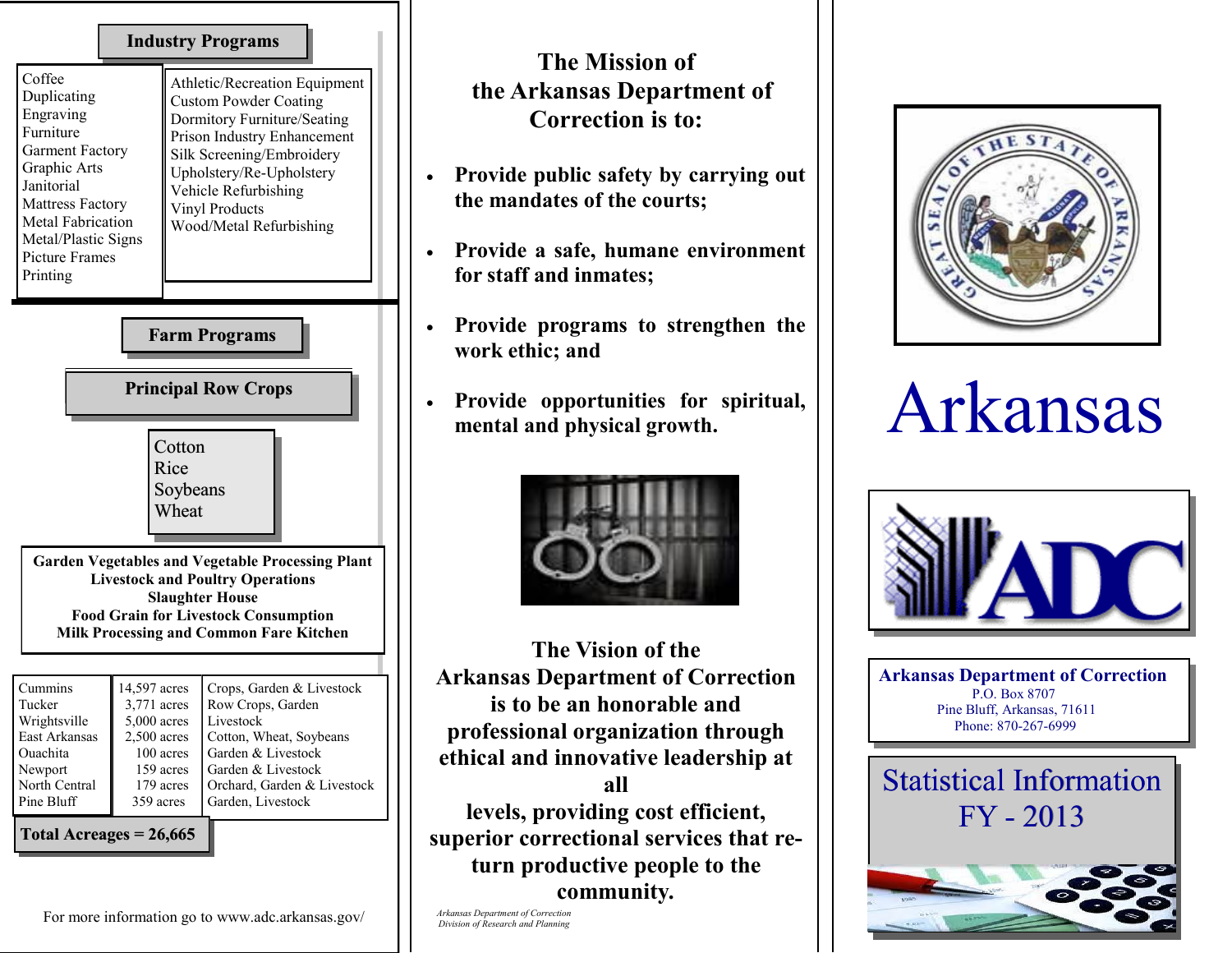## Industry Programs

| | |
|---|---|
| Coffee | Athletic/Recreation Equipment |
| Duplicating | Custom Powder Coating |
| Engraving | Dormitory Furniture/Seating |
| Furniture | Prison Industry Enhancement |
| Garment Factory | Silk Screening/Embroidery |
| Graphic Arts | Upholstery/Re-Upholstery |
| Janitorial | Vehicle Refurbishing |
| Mattress Factory | Vinyl Products |
| Metal Fabrication | Wood/Metal Refurbishing |
| Metal/Plastic Signs | |
| Picture Frames | |
| Printing | |

## Farm Programs

### Principal Row Crops

- Cotton
- Rice
- Soybeans
- Wheat

**Garden Vegetables and Vegetable Processing Plant**
**Livestock and Poultry Operations**
**Slaughter House**
**Food Grain for Livestock Consumption**
**Milk Processing and Common Fare Kitchen**

| Unit | Acres | Operations |
|---|---|---|
| Cummins | 14,597 acres | Crops, Garden & Livestock |
| Tucker | 3,771 acres | Row Crops, Garden |
| Wrightsville | 5,000 acres | Livestock |
| East Arkansas | 2,500 acres | Cotton, Wheat, Soybeans |
| Ouachita | 100 acres | Garden & Livestock |
| Newport | 159 acres | Garden & Livestock |
| North Central | 179 acres | Orchard, Garden & Livestock |
| Pine Bluff | 359 acres | Garden, Livestock |

**Total Acreages = 26,665**

For more information go to www.adc.arkansas.gov/

## The Mission of the Arkansas Department of Correction is to:

- **Provide public safety by carrying out the mandates of the courts;**
- **Provide a safe, humane environment for staff and inmates;**
- **Provide programs to strengthen the work ethic; and**
- **Provide opportunities for spiritual, mental and physical growth.**

## The Vision of the Arkansas Department of Correction is to be an honorable and professional organization through ethical and innovative leadership at all levels, providing cost efficient, superior correctional services that return productive people to the community.

*Arkansas Department of Correction*
*Division of Research and Planning*

# Arkansas

ADC

**Arkansas Department of Correction**
P.O. Box 8707
Pine Bluff, Arkansas, 71611
Phone: 870-267-6999

## Statistical Information FY - 2013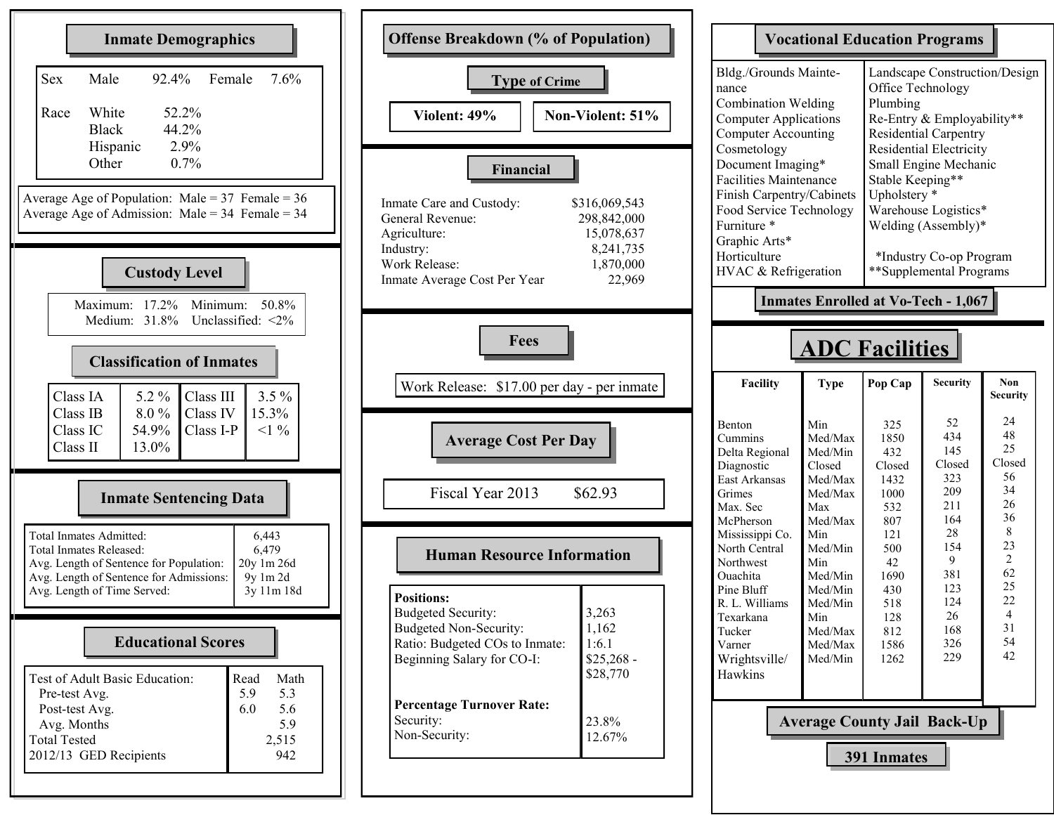## Inmate Demographics

| | | | | |
|---|---|---|---|---|
| Sex | Male | 92.4% | Female | 7.6% |
| Race | White | 52.2% | | |
| | Black | 44.2% | | |
| | Hispanic | 2.9% | | |
| | Other | 0.7% | | |

Average Age of Population: Male = 37 Female = 36
Average Age of Admission: Male = 34 Female = 34

## Custody Level

| | | | |
|---|---|---|---|
| Maximum: | 17.2% | Minimum: | 50.8% |
| Medium: | 31.8% | Unclassified: | <2% |

## Classification of Inmates

| | | | |
|---|---|---|---|
| Class IA | 5.2 % | Class III | 3.5 % |
| Class IB | 8.0 % | Class IV | 15.3% |
| Class IC | 54.9% | Class I-P | <1 % |
| Class II | 13.0% | | |

## Inmate Sentencing Data

| | |
|---|---|
| Total Inmates Admitted: | 6,443 |
| Total Inmates Released: | 6,479 |
| Avg. Length of Sentence for Population: | 20y 1m 26d |
| Avg. Length of Sentence for Admissions: | 9y 1m 2d |
| Avg. Length of Time Served: | 3y 11m 18d |

## Educational Scores

| Test of Adult Basic Education: | Read | Math |
|---|---|---|
| Pre-test Avg. | 5.9 | 5.3 |
| Post-test Avg. | 6.0 | 5.6 |
| Avg. Months | | 5.9 |
| Total Tested | | 2,515 |
| 2012/13 GED Recipients | | 942 |

## Offense Breakdown (% of Population)

### Type of Crime

**Violent: 49%** **Non-Violent: 51%**

## Financial

| | |
|---|---|
| Inmate Care and Custody: | $316,069,543 |
| General Revenue: | 298,842,000 |
| Agriculture: | 15,078,637 |
| Industry: | 8,241,735 |
| Work Release: | 1,870,000 |
| Inmate Average Cost Per Year | 22,969 |

## Fees

Work Release: $17.00 per day - per inmate

## Average Cost Per Day

Fiscal Year 2013 $62.93

## Human Resource Information

| | |
|---|---|
| **Positions:** | |
| Budgeted Security: | 3,263 |
| Budgeted Non-Security: | 1,162 |
| Ratio: Budgeted COs to Inmate: | 1:6.1 |
| Beginning Salary for CO-I: | $25,268 - $28,770 |
| **Percentage Turnover Rate:** | |
| Security: | 23.8% |
| Non-Security: | 12.67% |

## Vocational Education Programs

| | |
|---|---|
| Bldg./Grounds Maintenance | Landscape Construction/Design |
| Combination Welding | Office Technology |
| Computer Applications | Plumbing |
| Computer Accounting | Re-Entry & Employability** |
| Cosmetology | Residential Carpentry |
| Document Imaging* | Residential Electricity |
| Facilities Maintenance | Small Engine Mechanic |
| Finish Carpentry/Cabinets | Stable Keeping** |
| Food Service Technology | Upholstery * |
| Furniture * | Warehouse Logistics* |
| Graphic Arts* | Welding (Assembly)* |
| Horticulture | |
| HVAC & Refrigeration | |

*Industry Co-op Program
**Supplemental Programs

**Inmates Enrolled at Vo-Tech - 1,067**

## ADC Facilities

| Facility | Type | Pop Cap | Security | Non Security |
|---|---|---|---|---|
| Benton | Min | 325 | 52 | 24 |
| Cummins | Med/Max | 1850 | 434 | 48 |
| Delta Regional | Med/Min | 432 | 145 | 25 |
| Diagnostic | Closed | Closed | Closed | Closed |
| East Arkansas | Med/Max | 1432 | 323 | 56 |
| Grimes | Med/Max | 1000 | 209 | 34 |
| Max. Sec | Max | 532 | 211 | 26 |
| McPherson | Med/Max | 807 | 164 | 36 |
| Mississippi Co. | Min | 121 | 28 | 8 |
| North Central | Med/Min | 500 | 154 | 23 |
| Northwest | Min | 42 | 9 | 2 |
| Ouachita | Med/Min | 1690 | 381 | 62 |
| Pine Bluff | Med/Min | 430 | 123 | 25 |
| R. L. Williams | Med/Min | 518 | 124 | 22 |
| Texarkana | Min | 128 | 26 | 4 |
| Tucker | Med/Max | 812 | 168 | 31 |
| Varner | Med/Max | 1586 | 326 | 54 |
| Wrightsville/ Hawkins | Med/Min | 1262 | 229 | 42 |

## Average County Jail Back-Up

**391 Inmates**